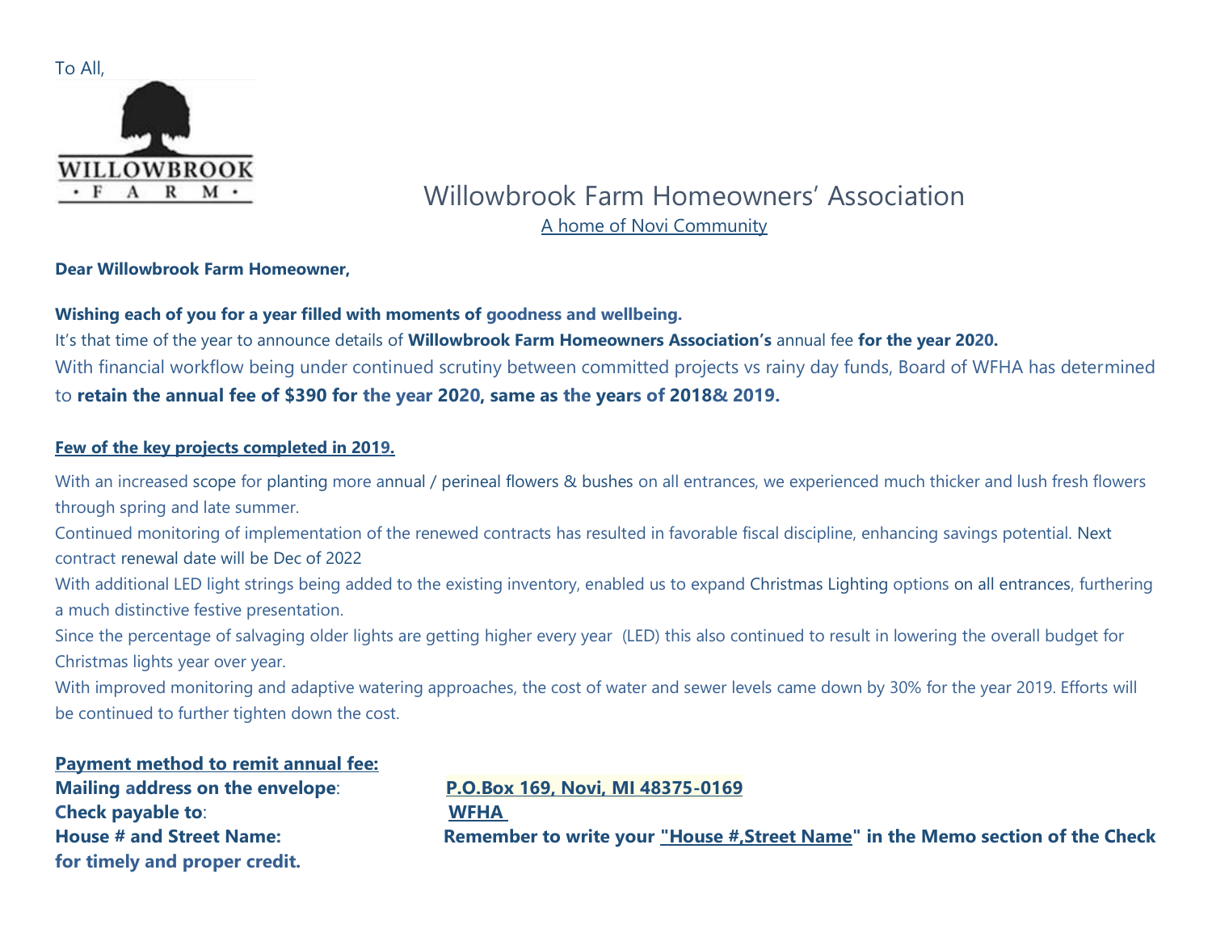To All,

WILLOWBROOK
· F A R M ·

# Willowbrook Farm Homeowners' Association

A home of Novi Community

**Dear Willowbrook Farm Homeowner,**

**Wishing each of you for a year filled with moments of goodness and wellbeing.**

It's that time of the year to announce details of **Willowbrook Farm Homeowners Association's** annual fee **for the year 2020.**

With financial workflow being under continued scrutiny between committed projects vs rainy day funds, Board of WFHA has determined to **retain the annual fee of $390 for the year 2020, same as the years of 2018& 2019.**

**Few of the key projects completed in 2019.**

With an increased scope for planting more annual / perineal flowers & bushes on all entrances, we experienced much thicker and lush fresh flowers through spring and late summer.

Continued monitoring of implementation of the renewed contracts has resulted in favorable fiscal discipline, enhancing savings potential. Next contract renewal date will be Dec of 2022

With additional LED light strings being added to the existing inventory, enabled us to expand Christmas Lighting options on all entrances, furthering a much distinctive festive presentation.

Since the percentage of salvaging older lights are getting higher every year (LED) this also continued to result in lowering the overall budget for Christmas lights year over year.

With improved monitoring and adaptive watering approaches, the cost of water and sewer levels came down by 30% for the year 2019. Efforts will be continued to further tighten down the cost.

**Payment method to remit annual fee:**

**Mailing address on the envelope**: **P.O.Box 169, Novi, MI 48375-0169**

**Check payable to**: **WFHA**

**House # and Street Name:** **Remember to write your "House #,Street Name" in the Memo section of the Check for timely and proper credit.**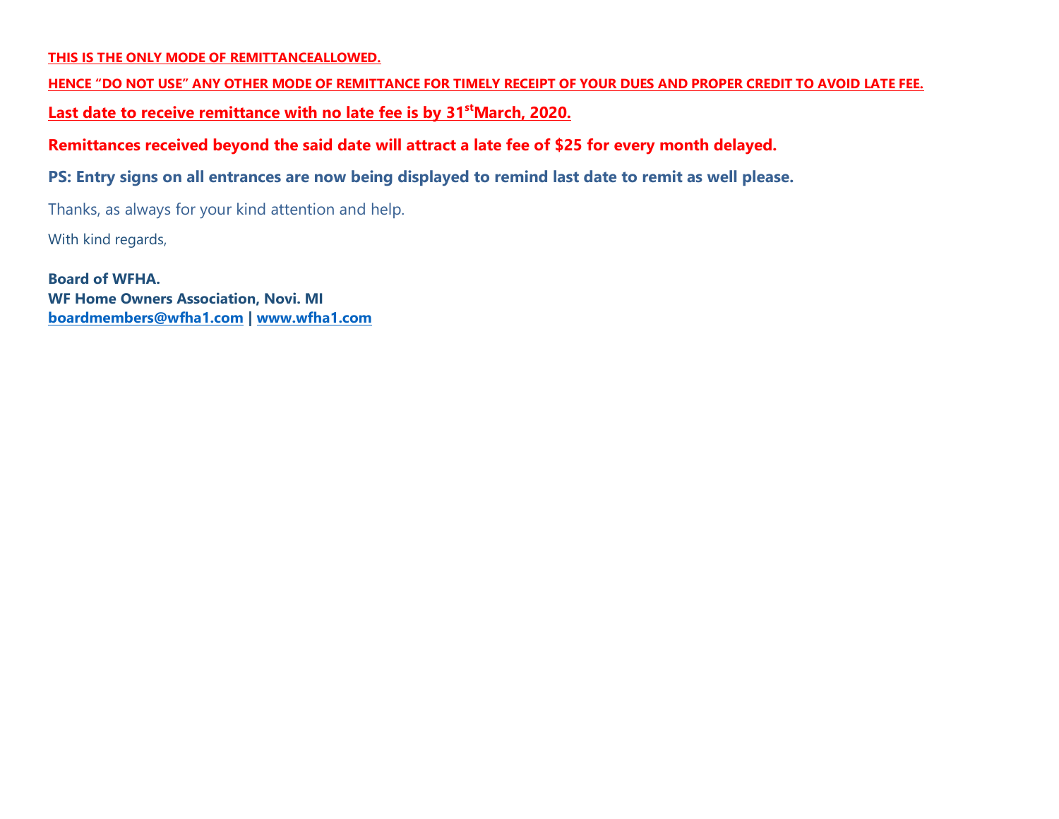**THIS IS THE ONLY MODE OF REMITTANCEALLOWED.**

**HENCE "DO NOT USE" ANY OTHER MODE OF REMITTANCE FOR TIMELY RECEIPT OF YOUR DUES AND PROPER CREDIT TO AVOID LATE FEE.**

**Last date to receive remittance with no late fee is by 31st March, 2020.**

**Remittances received beyond the said date will attract a late fee of $25 for every month delayed.**

**PS: Entry signs on all entrances are now being displayed to remind last date to remit as well please.**

Thanks, as always for your kind attention and help.

With kind regards,

**Board of WFHA.**
**WF Home Owners Association, Novi. MI**
**boardmembers@wfha1.com | www.wfha1.com**